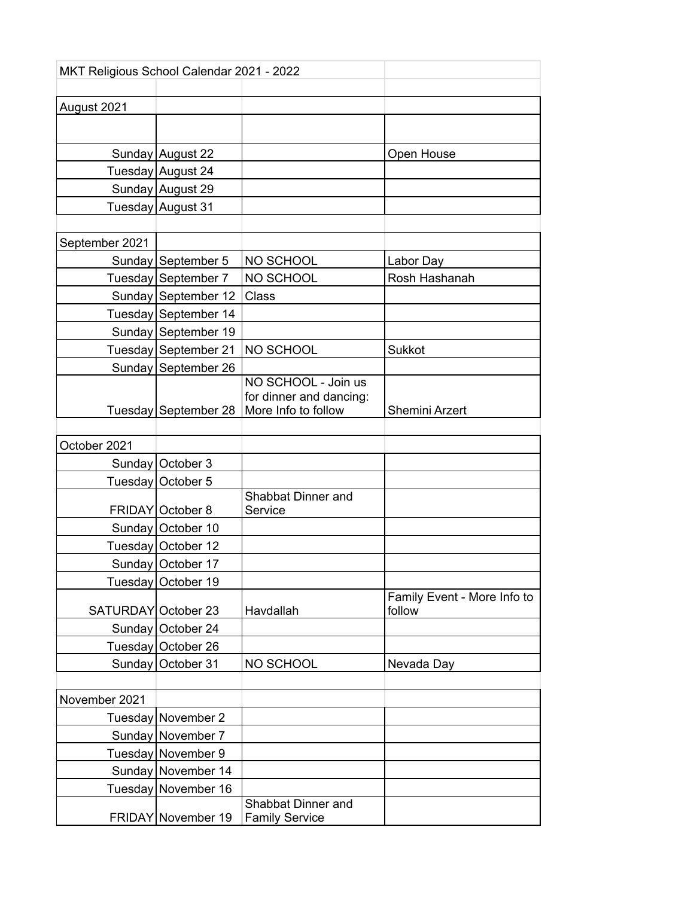MKT Religious School Calendar 2021 - 2022

| | | | |
|---|---|---|---|
| **August 2021** | | | |
| Sunday | August 22 | | Open House |
| Tuesday | August 24 | | |
| Sunday | August 29 | | |
| Tuesday | August 31 | | |
| | | | |
| **September 2021** | | | |
| Sunday | September 5 | NO SCHOOL | Labor Day |
| Tuesday | September 7 | NO SCHOOL | Rosh Hashanah |
| Sunday | September 12 | Class | |
| Tuesday | September 14 | | |
| Sunday | September 19 | | |
| Tuesday | September 21 | NO SCHOOL | Sukkot |
| Sunday | September 26 | | |
| Tuesday | September 28 | NO SCHOOL - Join us for dinner and dancing: More Info to follow | Shemini Arzert |
| | | | |
| **October 2021** | | | |
| Sunday | October 3 | | |
| Tuesday | October 5 | | |
| FRIDAY | October 8 | Shabbat Dinner and Service | |
| Sunday | October 10 | | |
| Tuesday | October 12 | | |
| Sunday | October 17 | | |
| Tuesday | October 19 | | |
| SATURDAY | October 23 | Havdallah | Family Event - More Info to follow |
| Sunday | October 24 | | |
| Tuesday | October 26 | | |
| Sunday | October 31 | NO SCHOOL | Nevada Day |
| | | | |
| **November 2021** | | | |
| Tuesday | November 2 | | |
| Sunday | November 7 | | |
| Tuesday | November 9 | | |
| Sunday | November 14 | | |
| Tuesday | November 16 | | |
| FRIDAY | November 19 | Shabbat Dinner and Family Service | |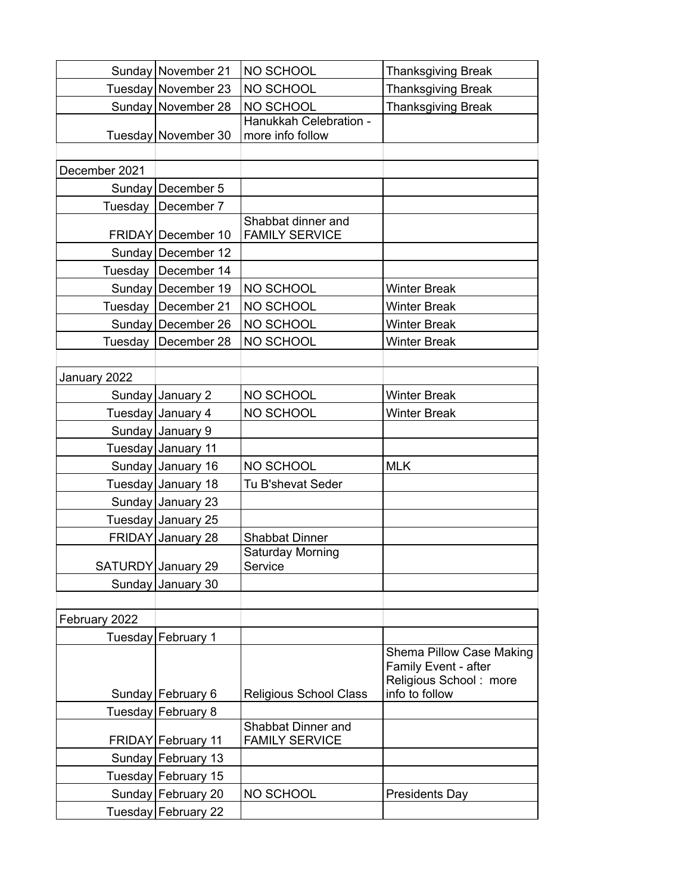| | | | |
|---|---|---|---|
| Sunday | November 21 | NO SCHOOL | Thanksgiving Break |
| Tuesday | November 23 | NO SCHOOL | Thanksgiving Break |
| Sunday | November 28 | NO SCHOOL | Thanksgiving Break |
| Tuesday | November 30 | Hanukkah Celebration - more info follow | |
| | | | |
| December 2021 | | | |
| Sunday | December 5 | | |
| Tuesday | December 7 | | |
| FRIDAY | December 10 | Shabbat dinner and FAMILY SERVICE | |
| Sunday | December 12 | | |
| Tuesday | December 14 | | |
| Sunday | December 19 | NO SCHOOL | Winter Break |
| Tuesday | December 21 | NO SCHOOL | Winter Break |
| Sunday | December 26 | NO SCHOOL | Winter Break |
| Tuesday | December 28 | NO SCHOOL | Winter Break |
| | | | |
| January 2022 | | | |
| Sunday | January 2 | NO SCHOOL | Winter Break |
| Tuesday | January 4 | NO SCHOOL | Winter Break |
| Sunday | January 9 | | |
| Tuesday | January 11 | | |
| Sunday | January 16 | NO SCHOOL | MLK |
| Tuesday | January 18 | Tu B'shevat Seder | |
| Sunday | January 23 | | |
| Tuesday | January 25 | | |
| FRIDAY | January 28 | Shabbat Dinner | |
| SATURDY | January 29 | Saturday Morning Service | |
| Sunday | January 30 | | |
| | | | |
| February 2022 | | | |
| Tuesday | February 1 | | |
| Sunday | February 6 | Religious School Class | Shema Pillow Case Making Family Event - after Religious School : more info to follow |
| Tuesday | February 8 | | |
| FRIDAY | February 11 | Shabbat Dinner and FAMILY SERVICE | |
| Sunday | February 13 | | |
| Tuesday | February 15 | | |
| Sunday | February 20 | NO SCHOOL | Presidents Day |
| Tuesday | February 22 | | |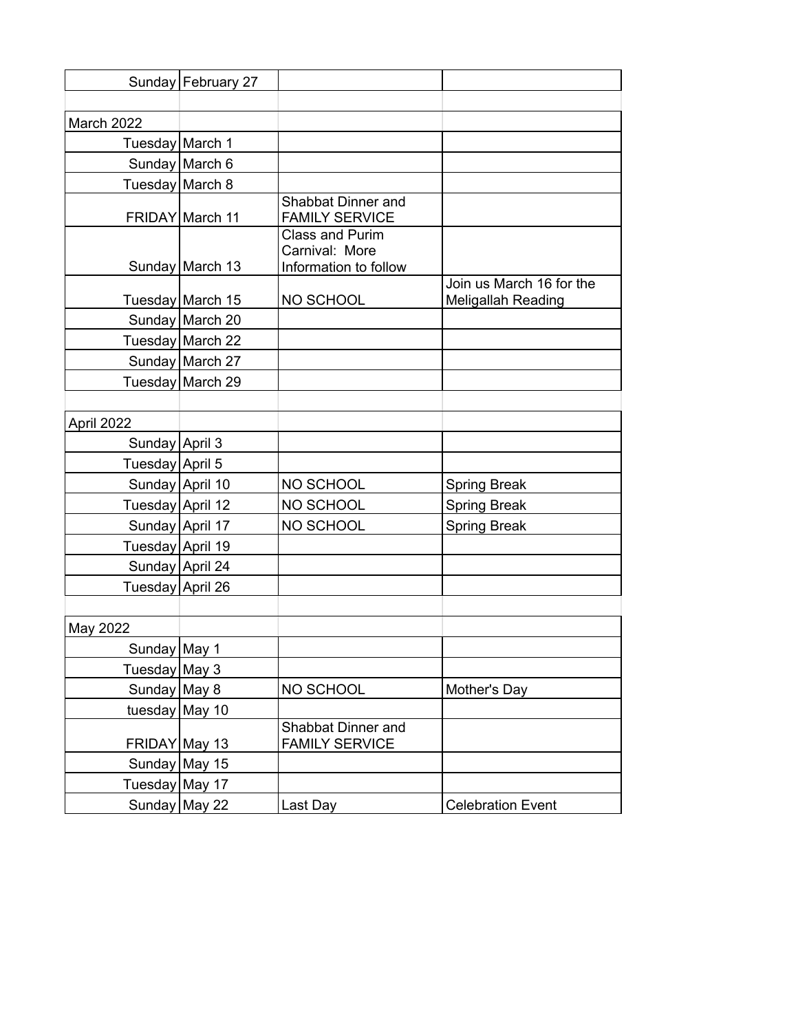| | | | |
|---|---|---|---|
| Sunday | February 27 | | |
| | | | |
| March 2022 | | | |
| Tuesday | March 1 | | |
| Sunday | March 6 | | |
| Tuesday | March 8 | | |
| FRIDAY | March 11 | Shabbat Dinner and FAMILY SERVICE | |
| Sunday | March 13 | Class and Purim Carnival: More Information to follow | |
| Tuesday | March 15 | NO SCHOOL | Join us March 16 for the Meligallah Reading |
| Sunday | March 20 | | |
| Tuesday | March 22 | | |
| Sunday | March 27 | | |
| Tuesday | March 29 | | |
| | | | |
| April 2022 | | | |
| Sunday | April 3 | | |
| Tuesday | April 5 | | |
| Sunday | April 10 | NO SCHOOL | Spring Break |
| Tuesday | April 12 | NO SCHOOL | Spring Break |
| Sunday | April 17 | NO SCHOOL | Spring Break |
| Tuesday | April 19 | | |
| Sunday | April 24 | | |
| Tuesday | April 26 | | |
| | | | |
| May 2022 | | | |
| Sunday | May 1 | | |
| Tuesday | May 3 | | |
| Sunday | May 8 | NO SCHOOL | Mother's Day |
| tuesday | May 10 | | |
| FRIDAY | May 13 | Shabbat Dinner and FAMILY SERVICE | |
| Sunday | May 15 | | |
| Tuesday | May 17 | | |
| Sunday | May 22 | Last Day | Celebration Event |